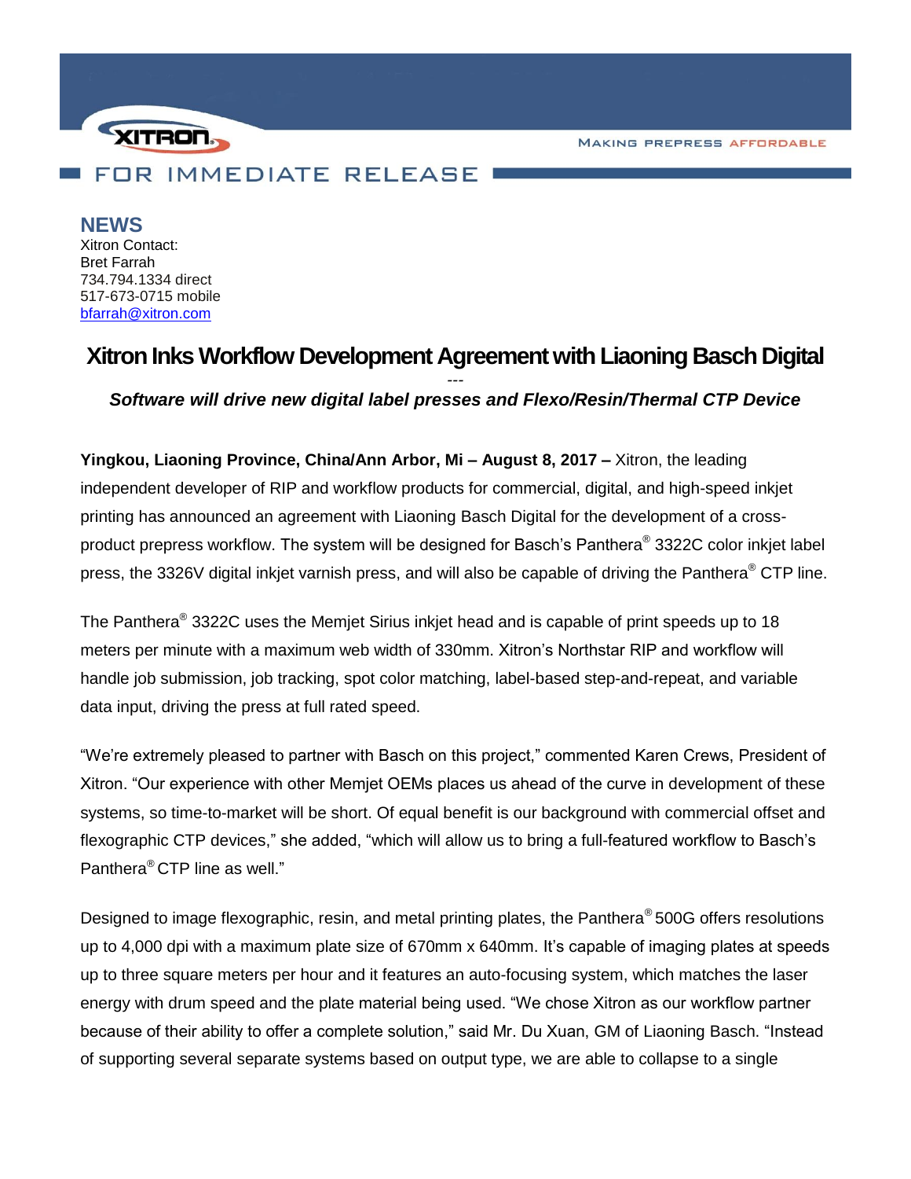XITRON

MAKING PREPRESS AFFORDABLE

FOR IMMEDIATE RELEASE

**NEWS**
Xitron Contact:
Bret Farrah
734.794.1334 direct
517-673-0715 mobile
bfarrah@xitron.com

# Xitron Inks Workflow Development Agreement with Liaoning Basch Digital

---

***Software will drive new digital label presses and Flexo/Resin/Thermal CTP Device***

**Yingkou, Liaoning Province, China/Ann Arbor, Mi – August 8, 2017 –** Xitron, the leading independent developer of RIP and workflow products for commercial, digital, and high-speed inkjet printing has announced an agreement with Liaoning Basch Digital for the development of a cross-product prepress workflow. The system will be designed for Basch's Panthera® 3322C color inkjet label press, the 3326V digital inkjet varnish press, and will also be capable of driving the Panthera® CTP line.

The Panthera® 3322C uses the Memjet Sirius inkjet head and is capable of print speeds up to 18 meters per minute with a maximum web width of 330mm. Xitron's Northstar RIP and workflow will handle job submission, job tracking, spot color matching, label-based step-and-repeat, and variable data input, driving the press at full rated speed.

"We're extremely pleased to partner with Basch on this project," commented Karen Crews, President of Xitron. "Our experience with other Memjet OEMs places us ahead of the curve in development of these systems, so time-to-market will be short. Of equal benefit is our background with commercial offset and flexographic CTP devices," she added, "which will allow us to bring a full-featured workflow to Basch's Panthera® CTP line as well."

Designed to image flexographic, resin, and metal printing plates, the Panthera® 500G offers resolutions up to 4,000 dpi with a maximum plate size of 670mm x 640mm. It's capable of imaging plates at speeds up to three square meters per hour and it features an auto-focusing system, which matches the laser energy with drum speed and the plate material being used. "We chose Xitron as our workflow partner because of their ability to offer a complete solution," said Mr. Du Xuan, GM of Liaoning Basch. "Instead of supporting several separate systems based on output type, we are able to collapse to a single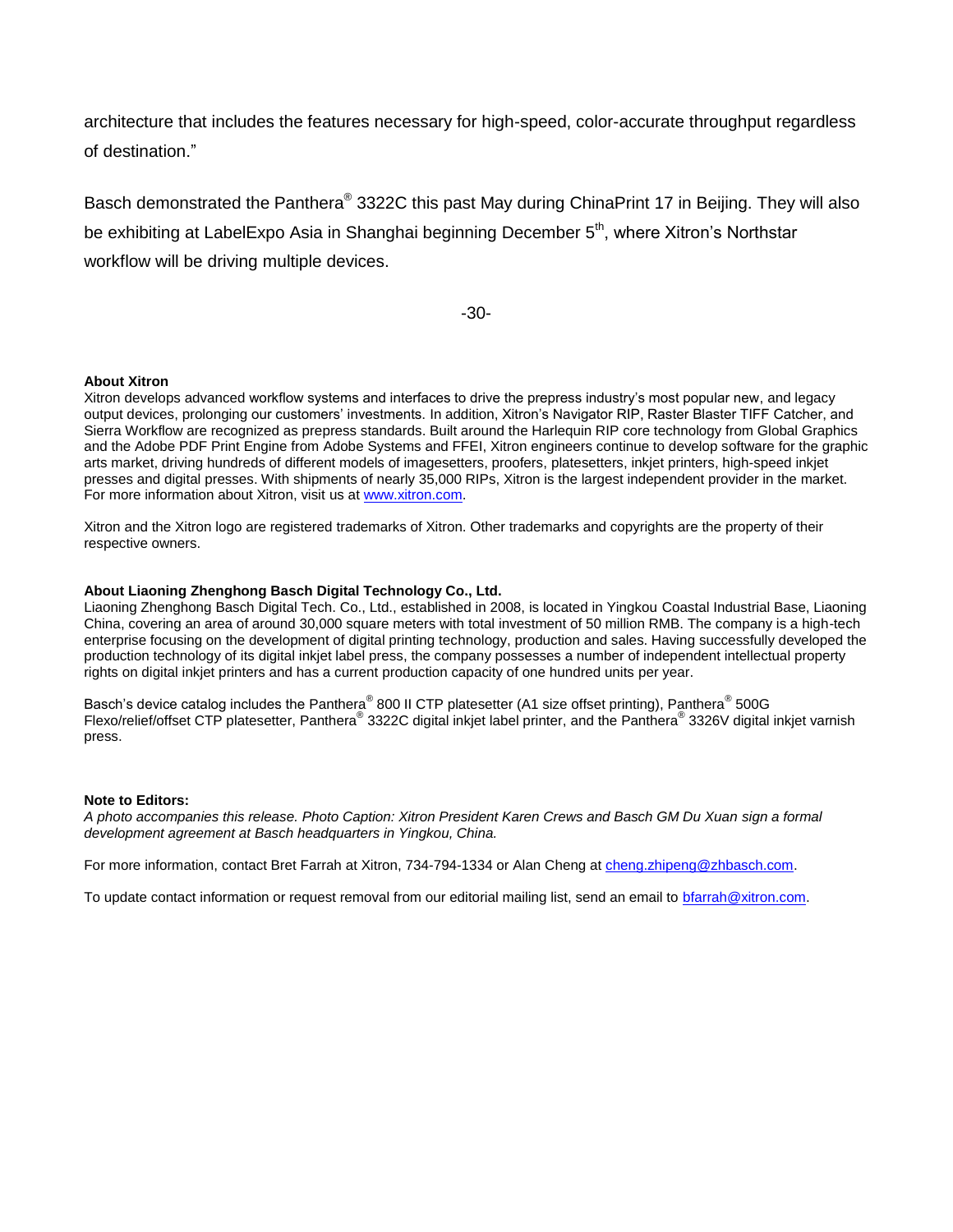architecture that includes the features necessary for high-speed, color-accurate throughput regardless of destination."

Basch demonstrated the Panthera® 3322C this past May during ChinaPrint 17 in Beijing. They will also be exhibiting at LabelExpo Asia in Shanghai beginning December 5th, where Xitron's Northstar workflow will be driving multiple devices.

-30-

**About Xitron**

Xitron develops advanced workflow systems and interfaces to drive the prepress industry's most popular new, and legacy output devices, prolonging our customers' investments. In addition, Xitron's Navigator RIP, Raster Blaster TIFF Catcher, and Sierra Workflow are recognized as prepress standards. Built around the Harlequin RIP core technology from Global Graphics and the Adobe PDF Print Engine from Adobe Systems and FFEI, Xitron engineers continue to develop software for the graphic arts market, driving hundreds of different models of imagesetters, proofers, platesetters, inkjet printers, high-speed inkjet presses and digital presses. With shipments of nearly 35,000 RIPs, Xitron is the largest independent provider in the market. For more information about Xitron, visit us at www.xitron.com.

Xitron and the Xitron logo are registered trademarks of Xitron. Other trademarks and copyrights are the property of their respective owners.

**About Liaoning Zhenghong Basch Digital Technology Co., Ltd.**

Liaoning Zhenghong Basch Digital Tech. Co., Ltd., established in 2008, is located in Yingkou Coastal Industrial Base, Liaoning China, covering an area of around 30,000 square meters with total investment of 50 million RMB. The company is a high-tech enterprise focusing on the development of digital printing technology, production and sales. Having successfully developed the production technology of its digital inkjet label press, the company possesses a number of independent intellectual property rights on digital inkjet printers and has a current production capacity of one hundred units per year.

Basch's device catalog includes the Panthera® 800 II CTP platesetter (A1 size offset printing), Panthera® 500G Flexo/relief/offset CTP platesetter, Panthera® 3322C digital inkjet label printer, and the Panthera® 3326V digital inkjet varnish press.

**Note to Editors:**

*A photo accompanies this release. Photo Caption: Xitron President Karen Crews and Basch GM Du Xuan sign a formal development agreement at Basch headquarters in Yingkou, China.*

For more information, contact Bret Farrah at Xitron, 734-794-1334 or Alan Cheng at cheng.zhipeng@zhbasch.com.

To update contact information or request removal from our editorial mailing list, send an email to bfarrah@xitron.com.